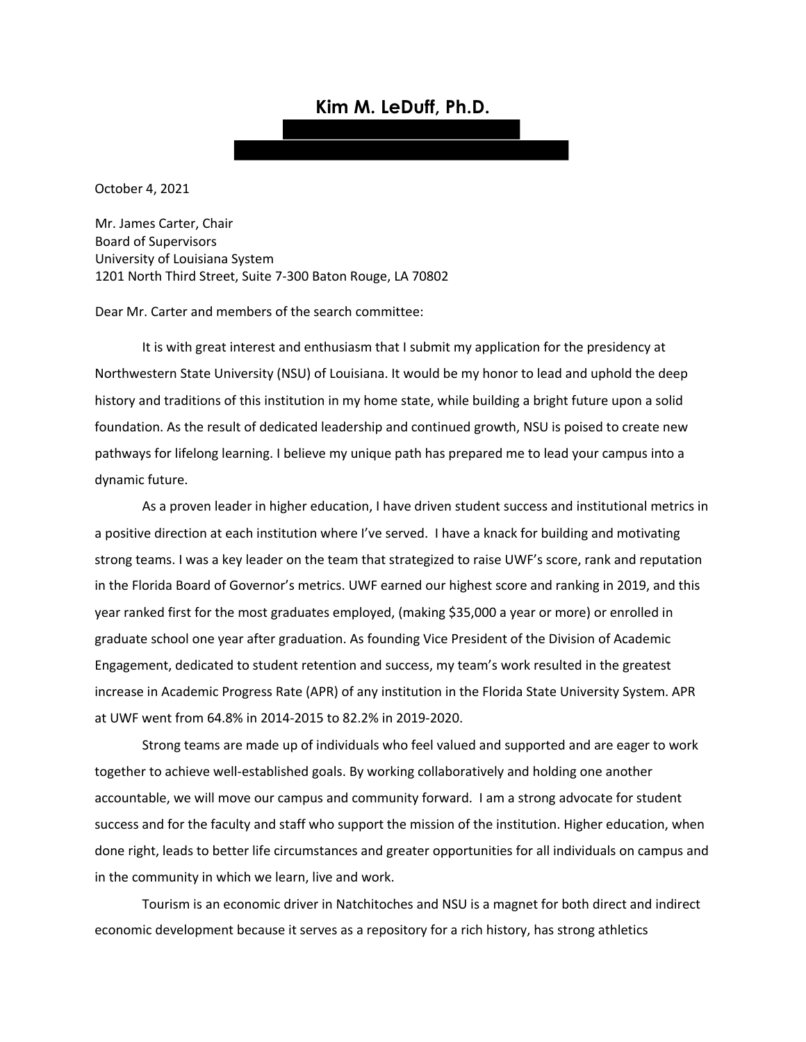# Kim M. LeDuff, Ph.D.

October 4, 2021

Mr. James Carter, Chair
Board of Supervisors
University of Louisiana System
1201 North Third Street, Suite 7-300 Baton Rouge, LA 70802

Dear Mr. Carter and members of the search committee:

It is with great interest and enthusiasm that I submit my application for the presidency at Northwestern State University (NSU) of Louisiana. It would be my honor to lead and uphold the deep history and traditions of this institution in my home state, while building a bright future upon a solid foundation. As the result of dedicated leadership and continued growth, NSU is poised to create new pathways for lifelong learning. I believe my unique path has prepared me to lead your campus into a dynamic future.

As a proven leader in higher education, I have driven student success and institutional metrics in a positive direction at each institution where I've served. I have a knack for building and motivating strong teams. I was a key leader on the team that strategized to raise UWF's score, rank and reputation in the Florida Board of Governor's metrics. UWF earned our highest score and ranking in 2019, and this year ranked first for the most graduates employed, (making $35,000 a year or more) or enrolled in graduate school one year after graduation. As founding Vice President of the Division of Academic Engagement, dedicated to student retention and success, my team's work resulted in the greatest increase in Academic Progress Rate (APR) of any institution in the Florida State University System. APR at UWF went from 64.8% in 2014-2015 to 82.2% in 2019-2020.

Strong teams are made up of individuals who feel valued and supported and are eager to work together to achieve well-established goals. By working collaboratively and holding one another accountable, we will move our campus and community forward. I am a strong advocate for student success and for the faculty and staff who support the mission of the institution. Higher education, when done right, leads to better life circumstances and greater opportunities for all individuals on campus and in the community in which we learn, live and work.

Tourism is an economic driver in Natchitoches and NSU is a magnet for both direct and indirect economic development because it serves as a repository for a rich history, has strong athletics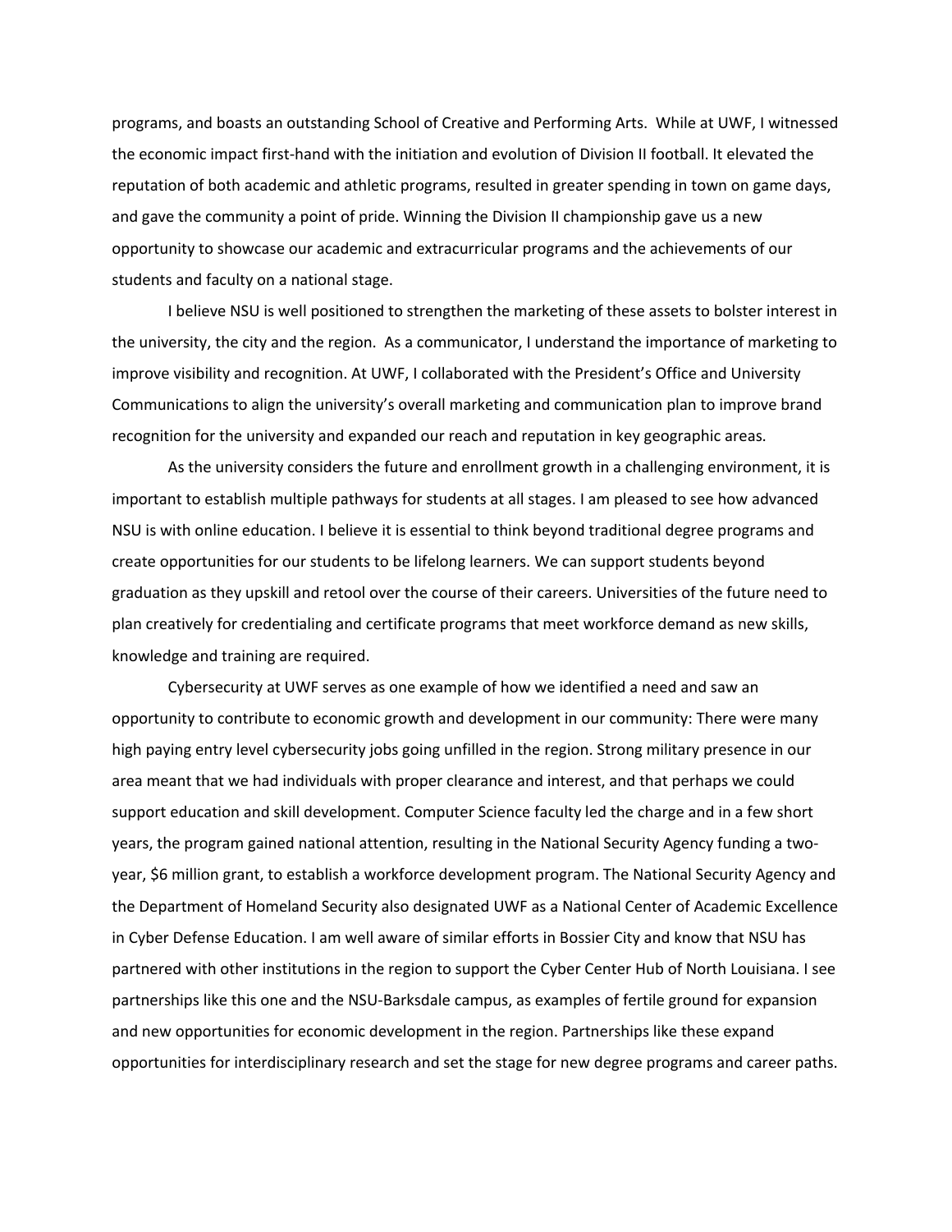programs, and boasts an outstanding School of Creative and Performing Arts. While at UWF, I witnessed the economic impact first-hand with the initiation and evolution of Division II football. It elevated the reputation of both academic and athletic programs, resulted in greater spending in town on game days, and gave the community a point of pride. Winning the Division II championship gave us a new opportunity to showcase our academic and extracurricular programs and the achievements of our students and faculty on a national stage.

I believe NSU is well positioned to strengthen the marketing of these assets to bolster interest in the university, the city and the region. As a communicator, I understand the importance of marketing to improve visibility and recognition. At UWF, I collaborated with the President's Office and University Communications to align the university's overall marketing and communication plan to improve brand recognition for the university and expanded our reach and reputation in key geographic areas.

As the university considers the future and enrollment growth in a challenging environment, it is important to establish multiple pathways for students at all stages. I am pleased to see how advanced NSU is with online education. I believe it is essential to think beyond traditional degree programs and create opportunities for our students to be lifelong learners. We can support students beyond graduation as they upskill and retool over the course of their careers. Universities of the future need to plan creatively for credentialing and certificate programs that meet workforce demand as new skills, knowledge and training are required.

Cybersecurity at UWF serves as one example of how we identified a need and saw an opportunity to contribute to economic growth and development in our community: There were many high paying entry level cybersecurity jobs going unfilled in the region. Strong military presence in our area meant that we had individuals with proper clearance and interest, and that perhaps we could support education and skill development. Computer Science faculty led the charge and in a few short years, the program gained national attention, resulting in the National Security Agency funding a two-year, $6 million grant, to establish a workforce development program. The National Security Agency and the Department of Homeland Security also designated UWF as a National Center of Academic Excellence in Cyber Defense Education. I am well aware of similar efforts in Bossier City and know that NSU has partnered with other institutions in the region to support the Cyber Center Hub of North Louisiana. I see partnerships like this one and the NSU-Barksdale campus, as examples of fertile ground for expansion and new opportunities for economic development in the region. Partnerships like these expand opportunities for interdisciplinary research and set the stage for new degree programs and career paths.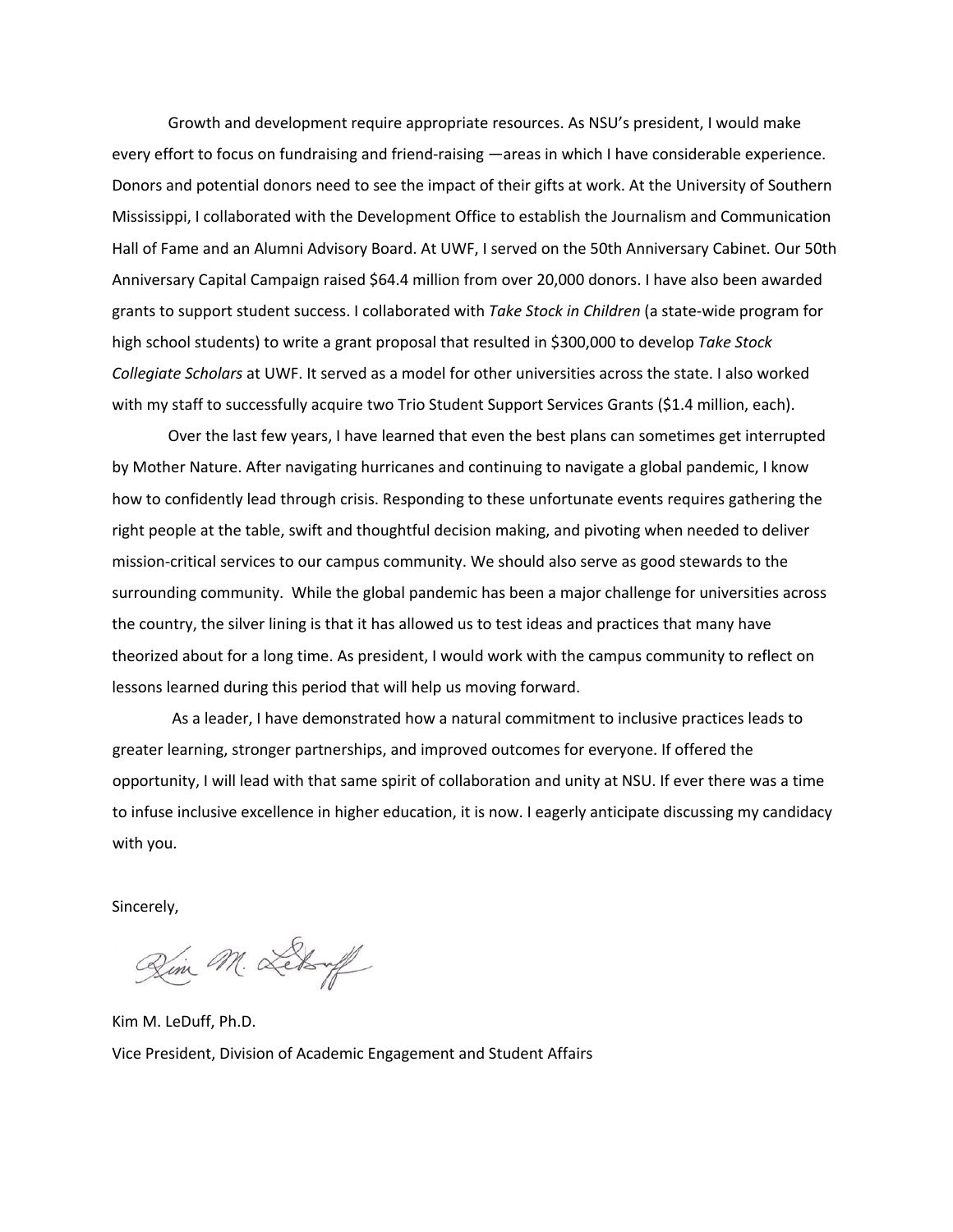Growth and development require appropriate resources. As NSU's president, I would make every effort to focus on fundraising and friend-raising —areas in which I have considerable experience. Donors and potential donors need to see the impact of their gifts at work. At the University of Southern Mississippi, I collaborated with the Development Office to establish the Journalism and Communication Hall of Fame and an Alumni Advisory Board. At UWF, I served on the 50th Anniversary Cabinet. Our 50th Anniversary Capital Campaign raised $64.4 million from over 20,000 donors. I have also been awarded grants to support student success. I collaborated with *Take Stock in Children* (a state-wide program for high school students) to write a grant proposal that resulted in $300,000 to develop *Take Stock Collegiate Scholars* at UWF. It served as a model for other universities across the state. I also worked with my staff to successfully acquire two Trio Student Support Services Grants ($1.4 million, each).

Over the last few years, I have learned that even the best plans can sometimes get interrupted by Mother Nature. After navigating hurricanes and continuing to navigate a global pandemic, I know how to confidently lead through crisis. Responding to these unfortunate events requires gathering the right people at the table, swift and thoughtful decision making, and pivoting when needed to deliver mission-critical services to our campus community. We should also serve as good stewards to the surrounding community. While the global pandemic has been a major challenge for universities across the country, the silver lining is that it has allowed us to test ideas and practices that many have theorized about for a long time. As president, I would work with the campus community to reflect on lessons learned during this period that will help us moving forward.

As a leader, I have demonstrated how a natural commitment to inclusive practices leads to greater learning, stronger partnerships, and improved outcomes for everyone. If offered the opportunity, I will lead with that same spirit of collaboration and unity at NSU. If ever there was a time to infuse inclusive excellence in higher education, it is now. I eagerly anticipate discussing my candidacy with you.

Sincerely,

Kim M. LeDuff

Kim M. LeDuff, Ph.D.
Vice President, Division of Academic Engagement and Student Affairs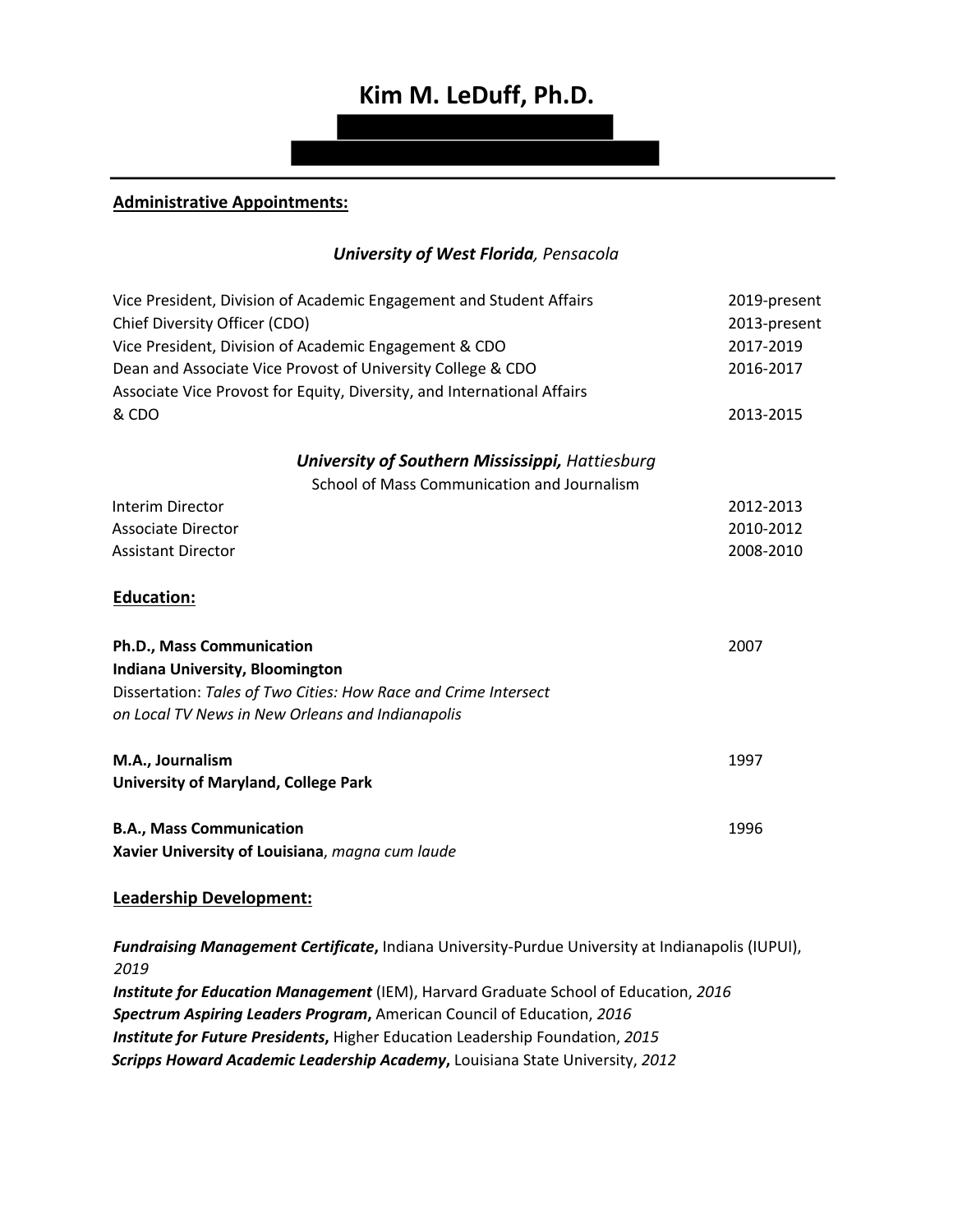# Kim M. LeDuff, Ph.D.

## Administrative Appointments:

### *University of West Florida, Pensacola*

| | |
|---|---|
| Vice President, Division of Academic Engagement and Student Affairs | 2019-present |
| Chief Diversity Officer (CDO) | 2013-present |
| Vice President, Division of Academic Engagement & CDO | 2017-2019 |
| Dean and Associate Vice Provost of University College & CDO | 2016-2017 |
| Associate Vice Provost for Equity, Diversity, and International Affairs & CDO | 2013-2015 |

### *University of Southern Mississippi, Hattiesburg*

School of Mass Communication and Journalism

| | |
|---|---|
| Interim Director | 2012-2013 |
| Associate Director | 2010-2012 |
| Assistant Director | 2008-2010 |

## Education:

**Ph.D., Mass Communication** — 2007
**Indiana University, Bloomington**
Dissertation: *Tales of Two Cities: How Race and Crime Intersect on Local TV News in New Orleans and Indianapolis*

**M.A., Journalism** — 1997
**University of Maryland, College Park**

**B.A., Mass Communication** — 1996
**Xavier University of Louisiana**, *magna cum laude*

## Leadership Development:

***Fundraising Management Certificate*,** Indiana University-Purdue University at Indianapolis (IUPUI), *2019*
***Institute for Education Management*** (IEM), Harvard Graduate School of Education, *2016*
***Spectrum Aspiring Leaders Program*,** American Council of Education, *2016*
***Institute for Future Presidents*,** Higher Education Leadership Foundation, *2015*
***Scripps Howard Academic Leadership Academy*,** Louisiana State University, *2012*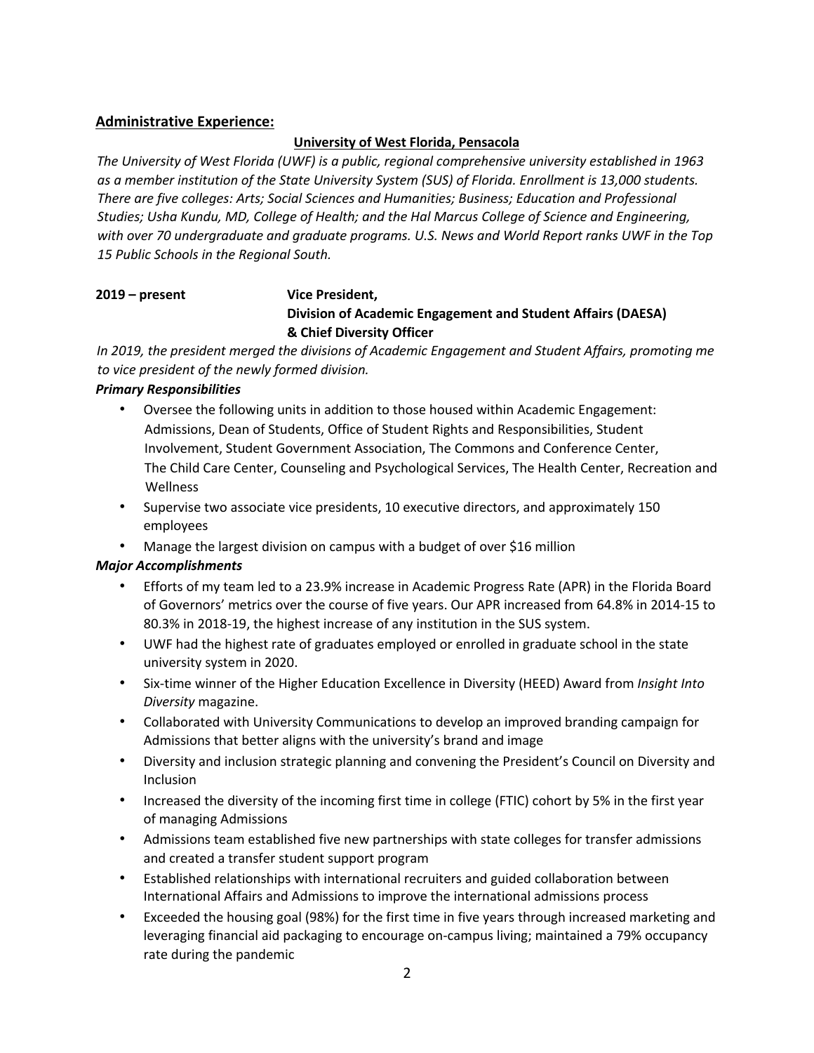## Administrative Experience:

**University of West Florida, Pensacola**

*The University of West Florida (UWF) is a public, regional comprehensive university established in 1963 as a member institution of the State University System (SUS) of Florida. Enrollment is 13,000 students. There are five colleges: Arts; Social Sciences and Humanities; Business; Education and Professional Studies; Usha Kundu, MD, College of Health; and the Hal Marcus College of Science and Engineering, with over 70 undergraduate and graduate programs. U.S. News and World Report ranks UWF in the Top 15 Public Schools in the Regional South.*

**2019 – present** **Vice President, Division of Academic Engagement and Student Affairs (DAESA) & Chief Diversity Officer**

*In 2019, the president merged the divisions of Academic Engagement and Student Affairs, promoting me to vice president of the newly formed division.*

***Primary Responsibilities***

- Oversee the following units in addition to those housed within Academic Engagement: Admissions, Dean of Students, Office of Student Rights and Responsibilities, Student Involvement, Student Government Association, The Commons and Conference Center, The Child Care Center, Counseling and Psychological Services, The Health Center, Recreation and Wellness
- Supervise two associate vice presidents, 10 executive directors, and approximately 150 employees
- Manage the largest division on campus with a budget of over $16 million

***Major Accomplishments***

- Efforts of my team led to a 23.9% increase in Academic Progress Rate (APR) in the Florida Board of Governors' metrics over the course of five years. Our APR increased from 64.8% in 2014-15 to 80.3% in 2018-19, the highest increase of any institution in the SUS system.
- UWF had the highest rate of graduates employed or enrolled in graduate school in the state university system in 2020.
- Six-time winner of the Higher Education Excellence in Diversity (HEED) Award from *Insight Into Diversity* magazine.
- Collaborated with University Communications to develop an improved branding campaign for Admissions that better aligns with the university's brand and image
- Diversity and inclusion strategic planning and convening the President's Council on Diversity and Inclusion
- Increased the diversity of the incoming first time in college (FTIC) cohort by 5% in the first year of managing Admissions
- Admissions team established five new partnerships with state colleges for transfer admissions and created a transfer student support program
- Established relationships with international recruiters and guided collaboration between International Affairs and Admissions to improve the international admissions process
- Exceeded the housing goal (98%) for the first time in five years through increased marketing and leveraging financial aid packaging to encourage on-campus living; maintained a 79% occupancy rate during the pandemic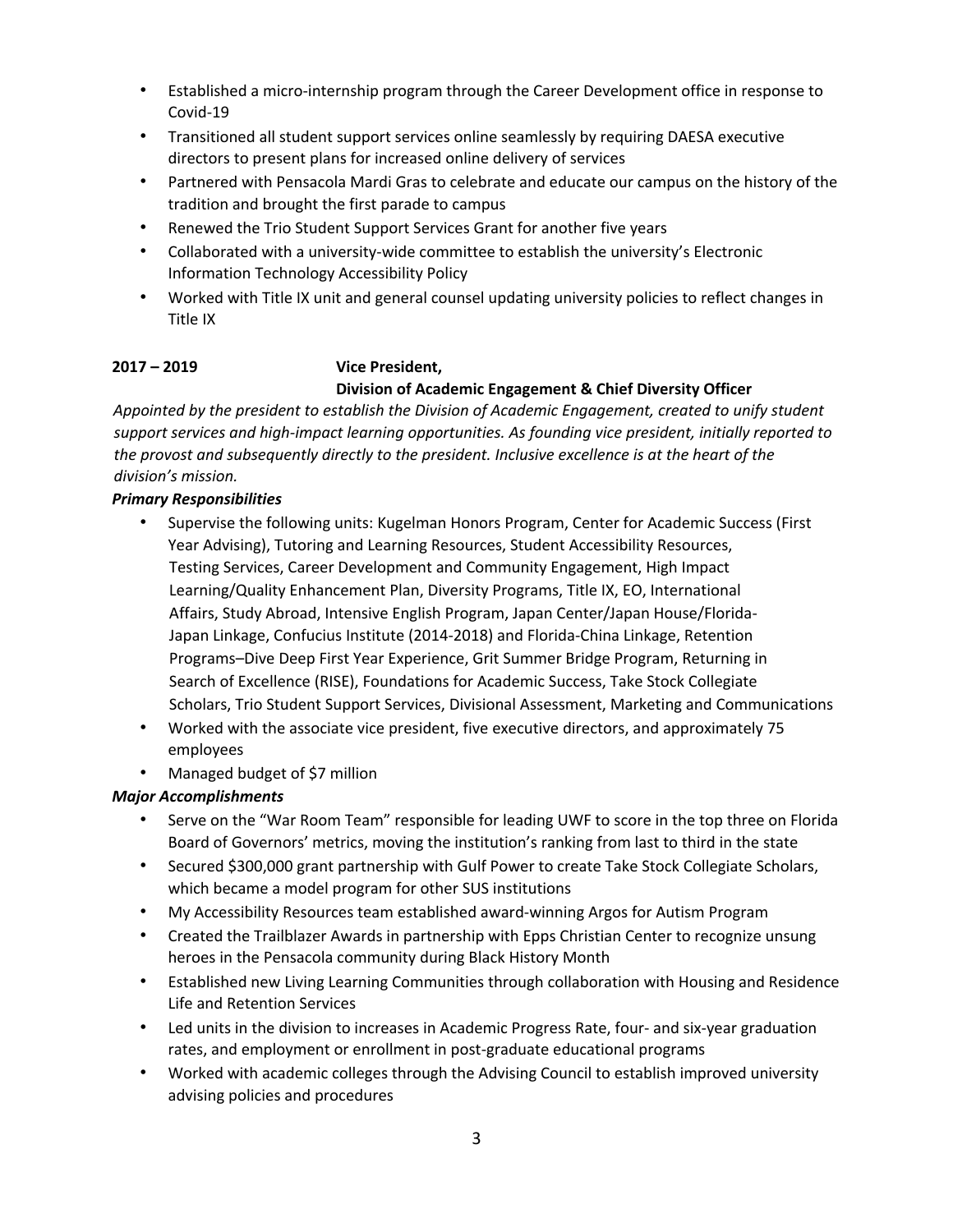- Established a micro-internship program through the Career Development office in response to Covid-19
- Transitioned all student support services online seamlessly by requiring DAESA executive directors to present plans for increased online delivery of services
- Partnered with Pensacola Mardi Gras to celebrate and educate our campus on the history of the tradition and brought the first parade to campus
- Renewed the Trio Student Support Services Grant for another five years
- Collaborated with a university-wide committee to establish the university's Electronic Information Technology Accessibility Policy
- Worked with Title IX unit and general counsel updating university policies to reflect changes in Title IX

**2017 – 2019** **Vice President, Division of Academic Engagement & Chief Diversity Officer**

*Appointed by the president to establish the Division of Academic Engagement, created to unify student support services and high-impact learning opportunities. As founding vice president, initially reported to the provost and subsequently directly to the president. Inclusive excellence is at the heart of the division's mission.*

***Primary Responsibilities***

- Supervise the following units: Kugelman Honors Program, Center for Academic Success (First Year Advising), Tutoring and Learning Resources, Student Accessibility Resources, Testing Services, Career Development and Community Engagement, High Impact Learning/Quality Enhancement Plan, Diversity Programs, Title IX, EO, International Affairs, Study Abroad, Intensive English Program, Japan Center/Japan House/Florida-Japan Linkage, Confucius Institute (2014-2018) and Florida-China Linkage, Retention Programs–Dive Deep First Year Experience, Grit Summer Bridge Program, Returning in Search of Excellence (RISE), Foundations for Academic Success, Take Stock Collegiate Scholars, Trio Student Support Services, Divisional Assessment, Marketing and Communications
- Worked with the associate vice president, five executive directors, and approximately 75 employees
- Managed budget of $7 million

***Major Accomplishments***

- Serve on the "War Room Team" responsible for leading UWF to score in the top three on Florida Board of Governors' metrics, moving the institution's ranking from last to third in the state
- Secured $300,000 grant partnership with Gulf Power to create Take Stock Collegiate Scholars, which became a model program for other SUS institutions
- My Accessibility Resources team established award-winning Argos for Autism Program
- Created the Trailblazer Awards in partnership with Epps Christian Center to recognize unsung heroes in the Pensacola community during Black History Month
- Established new Living Learning Communities through collaboration with Housing and Residence Life and Retention Services
- Led units in the division to increases in Academic Progress Rate, four- and six-year graduation rates, and employment or enrollment in post-graduate educational programs
- Worked with academic colleges through the Advising Council to establish improved university advising policies and procedures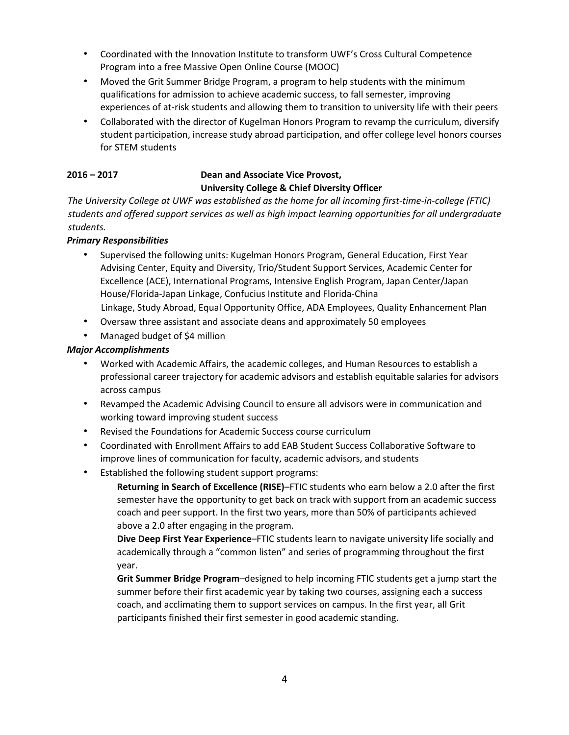- Coordinated with the Innovation Institute to transform UWF's Cross Cultural Competence Program into a free Massive Open Online Course (MOOC)
- Moved the Grit Summer Bridge Program, a program to help students with the minimum qualifications for admission to achieve academic success, to fall semester, improving experiences of at-risk students and allowing them to transition to university life with their peers
- Collaborated with the director of Kugelman Honors Program to revamp the curriculum, diversify student participation, increase study abroad participation, and offer college level honors courses for STEM students

**2016 – 2017** **Dean and Associate Vice Provost, University College & Chief Diversity Officer**

*The University College at UWF was established as the home for all incoming first-time-in-college (FTIC) students and offered support services as well as high impact learning opportunities for all undergraduate students.*

***Primary Responsibilities***

- Supervised the following units: Kugelman Honors Program, General Education, First Year Advising Center, Equity and Diversity, Trio/Student Support Services, Academic Center for Excellence (ACE), International Programs, Intensive English Program, Japan Center/Japan House/Florida-Japan Linkage, Confucius Institute and Florida-China Linkage, Study Abroad, Equal Opportunity Office, ADA Employees, Quality Enhancement Plan
- Oversaw three assistant and associate deans and approximately 50 employees
- Managed budget of $4 million

***Major Accomplishments***

- Worked with Academic Affairs, the academic colleges, and Human Resources to establish a professional career trajectory for academic advisors and establish equitable salaries for advisors across campus
- Revamped the Academic Advising Council to ensure all advisors were in communication and working toward improving student success
- Revised the Foundations for Academic Success course curriculum
- Coordinated with Enrollment Affairs to add EAB Student Success Collaborative Software to improve lines of communication for faculty, academic advisors, and students
- Established the following student support programs:

  **Returning in Search of Excellence (RISE)**–FTIC students who earn below a 2.0 after the first semester have the opportunity to get back on track with support from an academic success coach and peer support. In the first two years, more than 50% of participants achieved above a 2.0 after engaging in the program.

  **Dive Deep First Year Experience**–FTIC students learn to navigate university life socially and academically through a "common listen" and series of programming throughout the first year.

  **Grit Summer Bridge Program**–designed to help incoming FTIC students get a jump start the summer before their first academic year by taking two courses, assigning each a success coach, and acclimating them to support services on campus. In the first year, all Grit participants finished their first semester in good academic standing.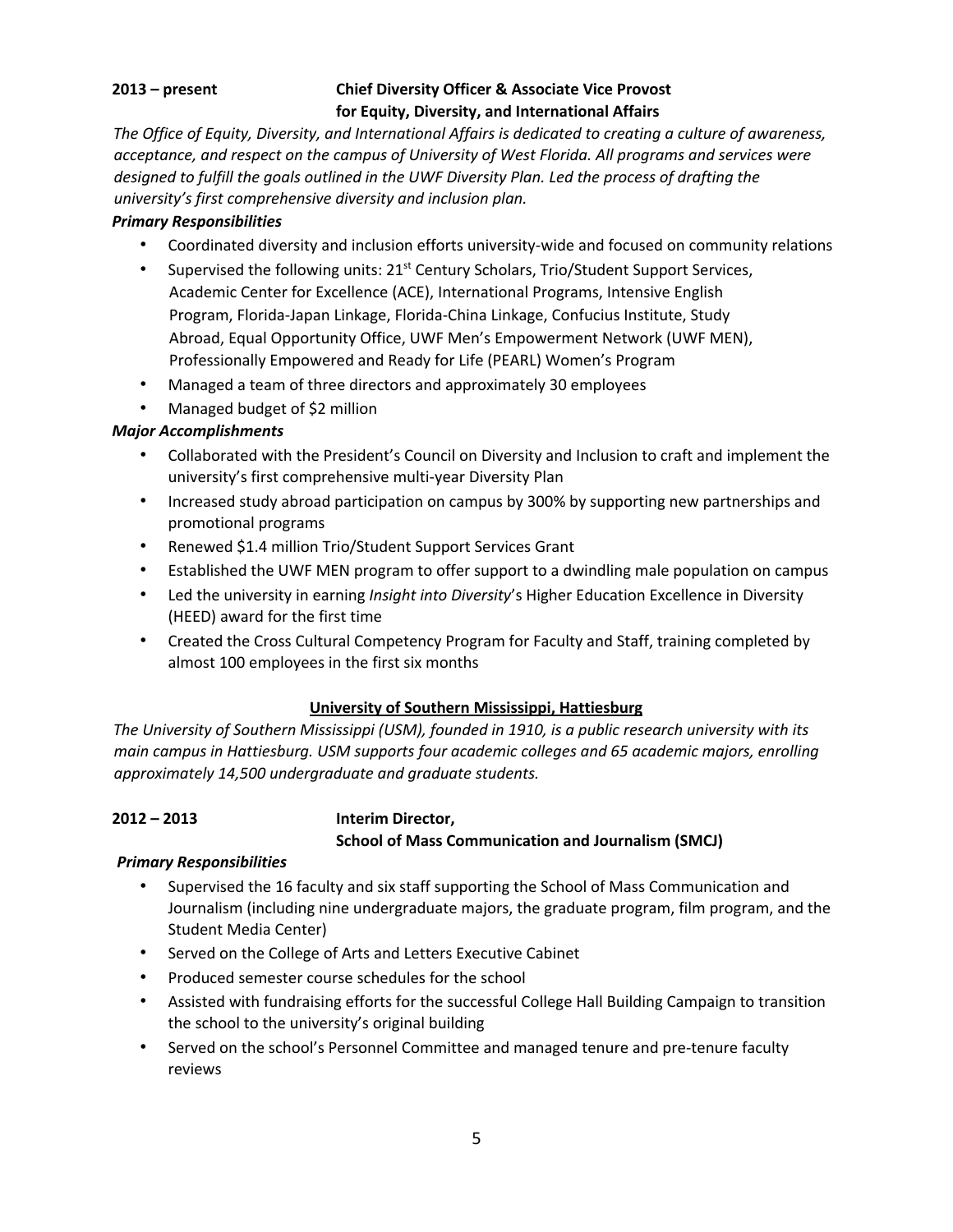**2013 – present** **Chief Diversity Officer & Associate Vice Provost for Equity, Diversity, and International Affairs**

*The Office of Equity, Diversity, and International Affairs is dedicated to creating a culture of awareness, acceptance, and respect on the campus of University of West Florida. All programs and services were designed to fulfill the goals outlined in the UWF Diversity Plan. Led the process of drafting the university's first comprehensive diversity and inclusion plan.*

***Primary Responsibilities***

- Coordinated diversity and inclusion efforts university-wide and focused on community relations
- Supervised the following units: 21st Century Scholars, Trio/Student Support Services, Academic Center for Excellence (ACE), International Programs, Intensive English Program, Florida-Japan Linkage, Florida-China Linkage, Confucius Institute, Study Abroad, Equal Opportunity Office, UWF Men's Empowerment Network (UWF MEN), Professionally Empowered and Ready for Life (PEARL) Women's Program
- Managed a team of three directors and approximately 30 employees
- Managed budget of $2 million

***Major Accomplishments***

- Collaborated with the President's Council on Diversity and Inclusion to craft and implement the university's first comprehensive multi-year Diversity Plan
- Increased study abroad participation on campus by 300% by supporting new partnerships and promotional programs
- Renewed $1.4 million Trio/Student Support Services Grant
- Established the UWF MEN program to offer support to a dwindling male population on campus
- Led the university in earning *Insight into Diversity*'s Higher Education Excellence in Diversity (HEED) award for the first time
- Created the Cross Cultural Competency Program for Faculty and Staff, training completed by almost 100 employees in the first six months

## University of Southern Mississippi, Hattiesburg

*The University of Southern Mississippi (USM), founded in 1910, is a public research university with its main campus in Hattiesburg. USM supports four academic colleges and 65 academic majors, enrolling approximately 14,500 undergraduate and graduate students.*

**2012 – 2013** **Interim Director, School of Mass Communication and Journalism (SMCJ)**

***Primary Responsibilities***

- Supervised the 16 faculty and six staff supporting the School of Mass Communication and Journalism (including nine undergraduate majors, the graduate program, film program, and the Student Media Center)
- Served on the College of Arts and Letters Executive Cabinet
- Produced semester course schedules for the school
- Assisted with fundraising efforts for the successful College Hall Building Campaign to transition the school to the university's original building
- Served on the school's Personnel Committee and managed tenure and pre-tenure faculty reviews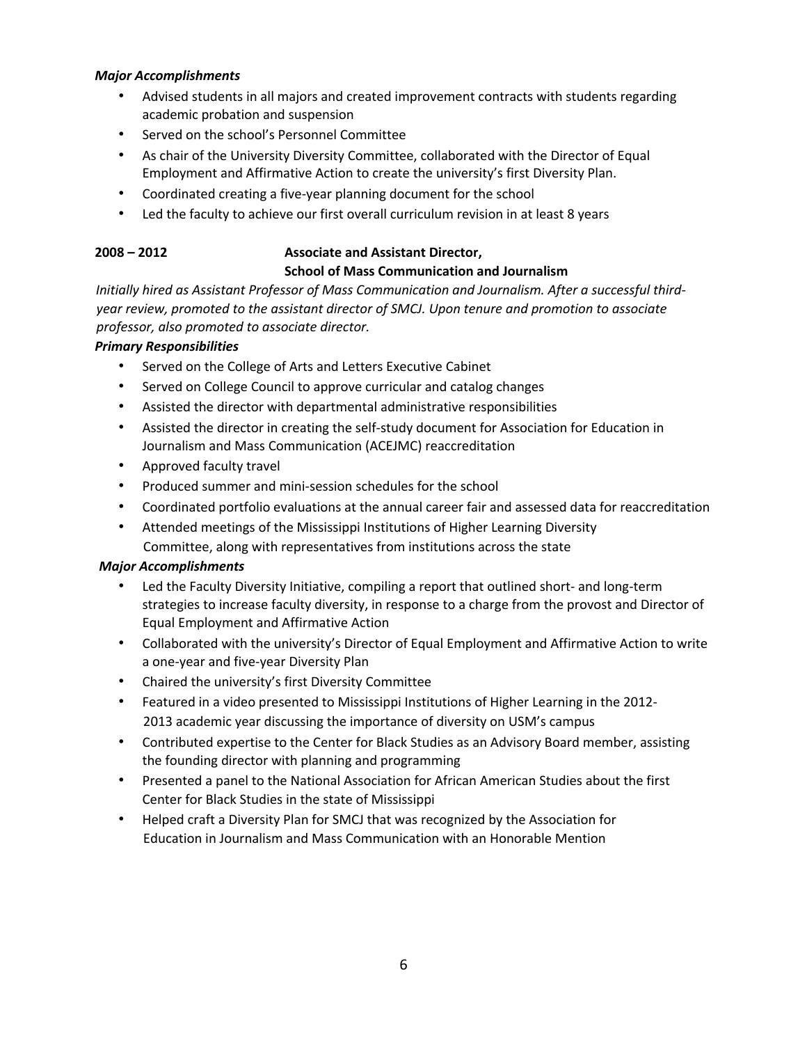***Major Accomplishments***

- Advised students in all majors and created improvement contracts with students regarding academic probation and suspension
- Served on the school's Personnel Committee
- As chair of the University Diversity Committee, collaborated with the Director of Equal Employment and Affirmative Action to create the university's first Diversity Plan.
- Coordinated creating a five-year planning document for the school
- Led the faculty to achieve our first overall curriculum revision in at least 8 years

**2008 – 2012** **Associate and Assistant Director,**
**School of Mass Communication and Journalism**

*Initially hired as Assistant Professor of Mass Communication and Journalism. After a successful third-year review, promoted to the assistant director of SMCJ. Upon tenure and promotion to associate professor, also promoted to associate director.*

***Primary Responsibilities***

- Served on the College of Arts and Letters Executive Cabinet
- Served on College Council to approve curricular and catalog changes
- Assisted the director with departmental administrative responsibilities
- Assisted the director in creating the self-study document for Association for Education in Journalism and Mass Communication (ACEJMC) reaccreditation
- Approved faculty travel
- Produced summer and mini-session schedules for the school
- Coordinated portfolio evaluations at the annual career fair and assessed data for reaccreditation
- Attended meetings of the Mississippi Institutions of Higher Learning Diversity Committee, along with representatives from institutions across the state

***Major Accomplishments***

- Led the Faculty Diversity Initiative, compiling a report that outlined short- and long-term strategies to increase faculty diversity, in response to a charge from the provost and Director of Equal Employment and Affirmative Action
- Collaborated with the university's Director of Equal Employment and Affirmative Action to write a one-year and five-year Diversity Plan
- Chaired the university's first Diversity Committee
- Featured in a video presented to Mississippi Institutions of Higher Learning in the 2012-2013 academic year discussing the importance of diversity on USM's campus
- Contributed expertise to the Center for Black Studies as an Advisory Board member, assisting the founding director with planning and programming
- Presented a panel to the National Association for African American Studies about the first Center for Black Studies in the state of Mississippi
- Helped craft a Diversity Plan for SMCJ that was recognized by the Association for Education in Journalism and Mass Communication with an Honorable Mention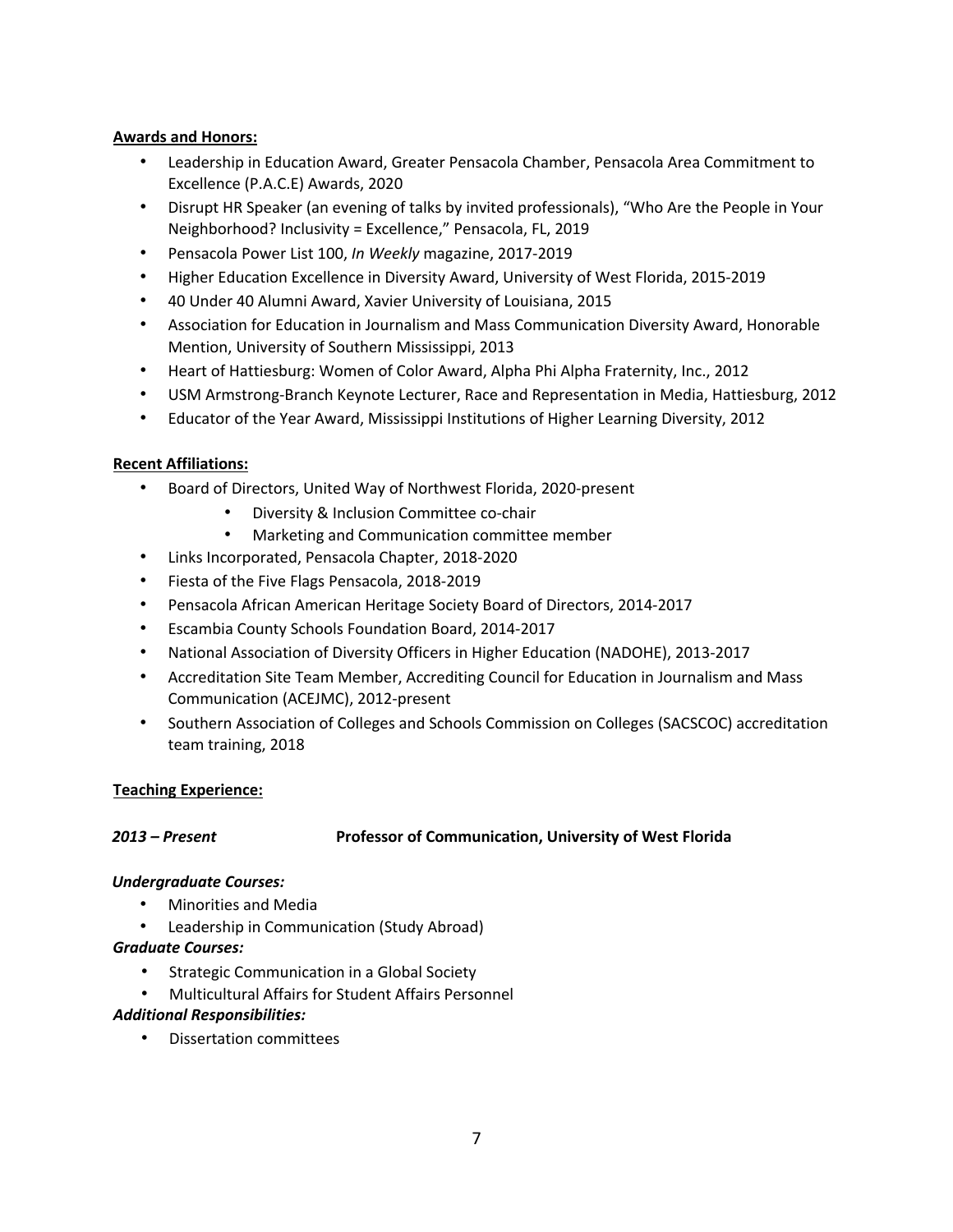**Awards and Honors:**

- Leadership in Education Award, Greater Pensacola Chamber, Pensacola Area Commitment to Excellence (P.A.C.E) Awards, 2020
- Disrupt HR Speaker (an evening of talks by invited professionals), "Who Are the People in Your Neighborhood? Inclusivity = Excellence," Pensacola, FL, 2019
- Pensacola Power List 100, *In Weekly* magazine, 2017-2019
- Higher Education Excellence in Diversity Award, University of West Florida, 2015-2019
- 40 Under 40 Alumni Award, Xavier University of Louisiana, 2015
- Association for Education in Journalism and Mass Communication Diversity Award, Honorable Mention, University of Southern Mississippi, 2013
- Heart of Hattiesburg: Women of Color Award, Alpha Phi Alpha Fraternity, Inc., 2012
- USM Armstrong-Branch Keynote Lecturer, Race and Representation in Media, Hattiesburg, 2012
- Educator of the Year Award, Mississippi Institutions of Higher Learning Diversity, 2012

**Recent Affiliations:**

- Board of Directors, United Way of Northwest Florida, 2020-present
    - Diversity & Inclusion Committee co-chair
    - Marketing and Communication committee member
- Links Incorporated, Pensacola Chapter, 2018-2020
- Fiesta of the Five Flags Pensacola, 2018-2019
- Pensacola African American Heritage Society Board of Directors, 2014-2017
- Escambia County Schools Foundation Board, 2014-2017
- National Association of Diversity Officers in Higher Education (NADOHE), 2013-2017
- Accreditation Site Team Member, Accrediting Council for Education in Journalism and Mass Communication (ACEJMC), 2012-present
- Southern Association of Colleges and Schools Commission on Colleges (SACSCOC) accreditation team training, 2018

**Teaching Experience:**

***2013 – Present*** **Professor of Communication, University of West Florida**

***Undergraduate Courses:***

- Minorities and Media
- Leadership in Communication (Study Abroad)

***Graduate Courses:***

- Strategic Communication in a Global Society
- Multicultural Affairs for Student Affairs Personnel

***Additional Responsibilities:***

- Dissertation committees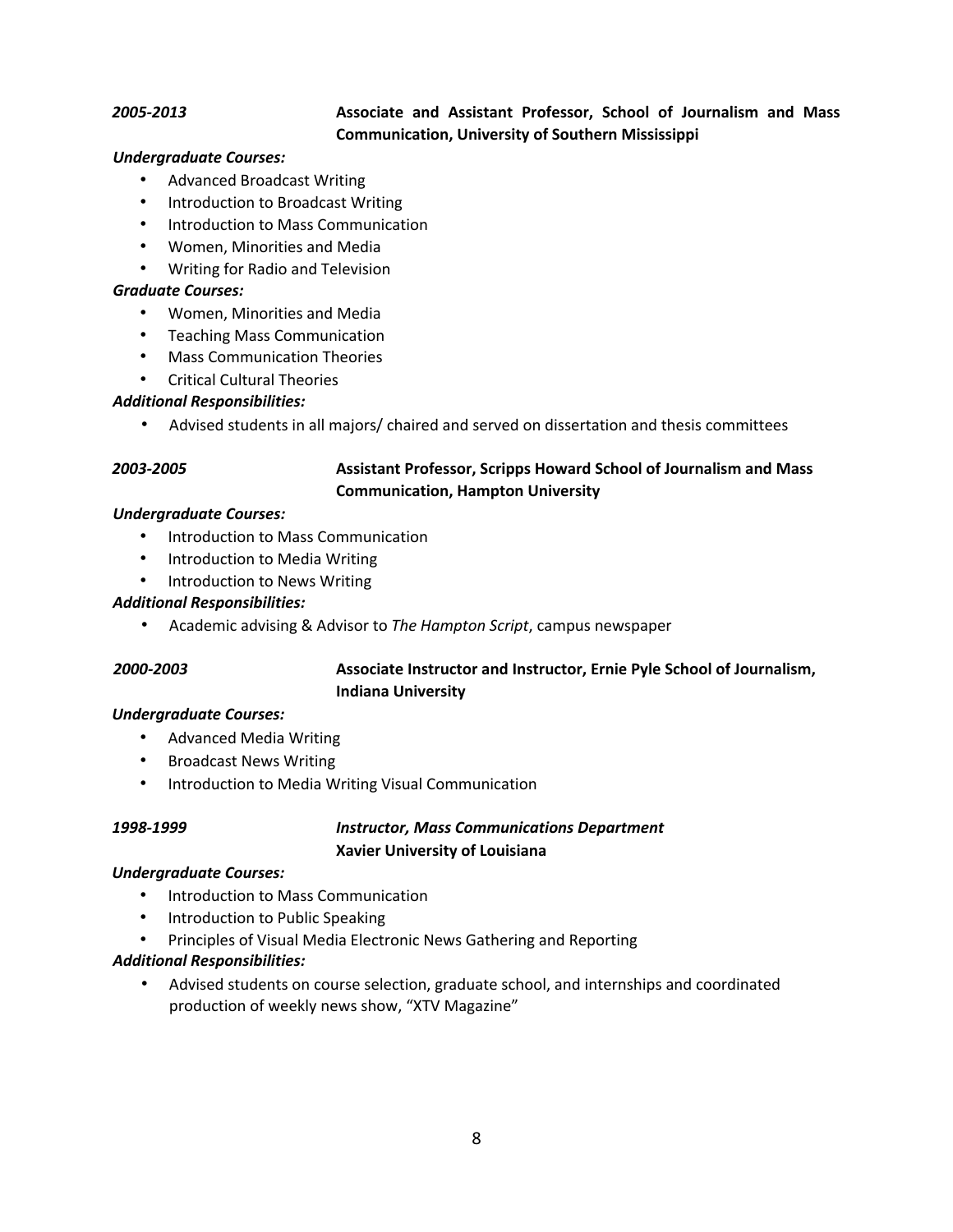***2005-2013*** **Associate and Assistant Professor, School of Journalism and Mass Communication, University of Southern Mississippi**

***Undergraduate Courses:***

- Advanced Broadcast Writing
- Introduction to Broadcast Writing
- Introduction to Mass Communication
- Women, Minorities and Media
- Writing for Radio and Television

***Graduate Courses:***

- Women, Minorities and Media
- Teaching Mass Communication
- Mass Communication Theories
- Critical Cultural Theories

***Additional Responsibilities:***

- Advised students in all majors/ chaired and served on dissertation and thesis committees

***2003-2005*** **Assistant Professor, Scripps Howard School of Journalism and Mass Communication, Hampton University**

***Undergraduate Courses:***

- Introduction to Mass Communication
- Introduction to Media Writing
- Introduction to News Writing

***Additional Responsibilities:***

- Academic advising & Advisor to *The Hampton Script*, campus newspaper

***2000-2003*** **Associate Instructor and Instructor, Ernie Pyle School of Journalism, Indiana University**

***Undergraduate Courses:***

- Advanced Media Writing
- Broadcast News Writing
- Introduction to Media Writing Visual Communication

***1998-1999*** ***Instructor, Mass Communications Department*** **Xavier University of Louisiana**

***Undergraduate Courses:***

- Introduction to Mass Communication
- Introduction to Public Speaking
- Principles of Visual Media Electronic News Gathering and Reporting

***Additional Responsibilities:***

- Advised students on course selection, graduate school, and internships and coordinated production of weekly news show, "XTV Magazine"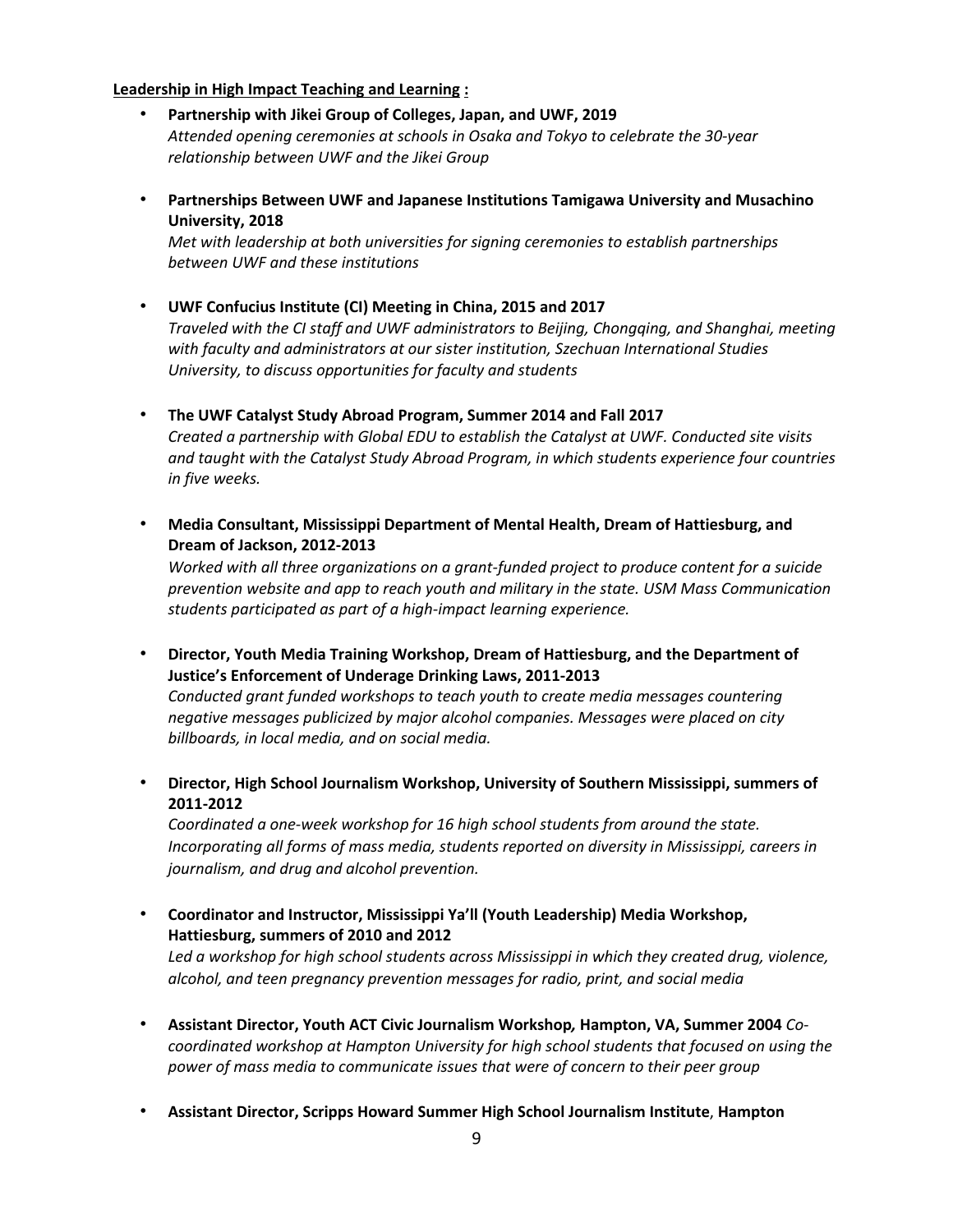**Leadership in High Impact Teaching and Learning :**

- **Partnership with Jikei Group of Colleges, Japan, and UWF, 2019**
  *Attended opening ceremonies at schools in Osaka and Tokyo to celebrate the 30-year relationship between UWF and the Jikei Group*

- **Partnerships Between UWF and Japanese Institutions Tamigawa University and Musachino University, 2018**
  *Met with leadership at both universities for signing ceremonies to establish partnerships between UWF and these institutions*

- **UWF Confucius Institute (CI) Meeting in China, 2015 and 2017**
  *Traveled with the CI staff and UWF administrators to Beijing, Chongqing, and Shanghai, meeting with faculty and administrators at our sister institution, Szechuan International Studies University, to discuss opportunities for faculty and students*

- **The UWF Catalyst Study Abroad Program, Summer 2014 and Fall 2017**
  *Created a partnership with Global EDU to establish the Catalyst at UWF. Conducted site visits and taught with the Catalyst Study Abroad Program, in which students experience four countries in five weeks.*

- **Media Consultant, Mississippi Department of Mental Health, Dream of Hattiesburg, and Dream of Jackson, 2012-2013**
  *Worked with all three organizations on a grant-funded project to produce content for a suicide prevention website and app to reach youth and military in the state. USM Mass Communication students participated as part of a high-impact learning experience.*

- **Director, Youth Media Training Workshop, Dream of Hattiesburg, and the Department of Justice's Enforcement of Underage Drinking Laws, 2011-2013**
  *Conducted grant funded workshops to teach youth to create media messages countering negative messages publicized by major alcohol companies. Messages were placed on city billboards, in local media, and on social media.*

- **Director, High School Journalism Workshop, University of Southern Mississippi, summers of 2011-2012**
  *Coordinated a one-week workshop for 16 high school students from around the state. Incorporating all forms of mass media, students reported on diversity in Mississippi, careers in journalism, and drug and alcohol prevention.*

- **Coordinator and Instructor, Mississippi Ya'll (Youth Leadership) Media Workshop, Hattiesburg, summers of 2010 and 2012**
  *Led a workshop for high school students across Mississippi in which they created drug, violence, alcohol, and teen pregnancy prevention messages for radio, print, and social media*

- **Assistant Director, Youth ACT Civic Journalism Workshop*, *Hampton, VA, Summer 2004** *Co-coordinated workshop at Hampton University for high school students that focused on using the power of mass media to communicate issues that were of concern to their peer group*

- **Assistant Director, Scripps Howard Summer High School Journalism Institute**, **Hampton**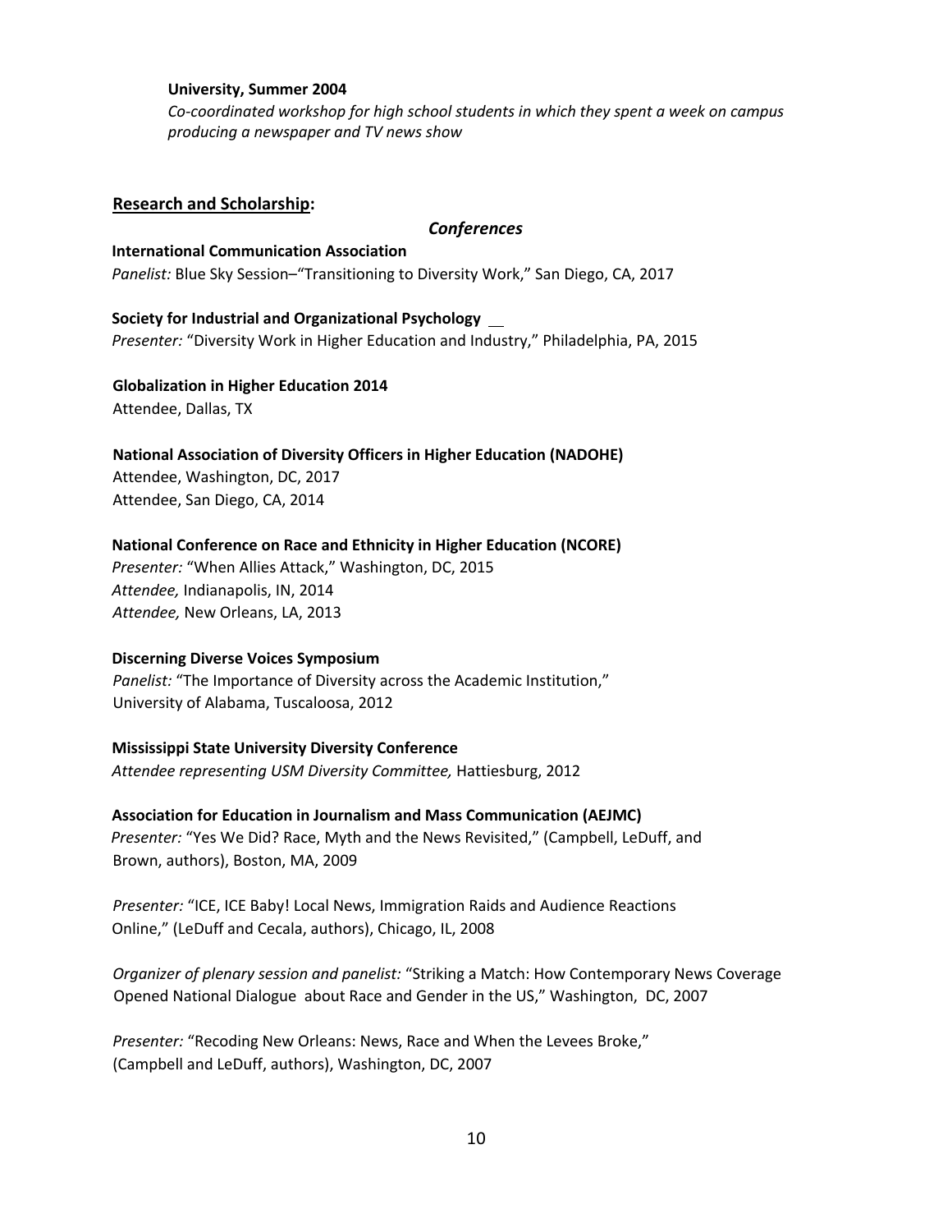**University, Summer 2004**
*Co-coordinated workshop for high school students in which they spent a week on campus producing a newspaper and TV news show*

## Research and Scholarship:

### *Conferences*

**International Communication Association**
*Panelist:* Blue Sky Session–"Transitioning to Diversity Work," San Diego, CA, 2017

**Society for Industrial and Organizational Psychology**
*Presenter:* "Diversity Work in Higher Education and Industry," Philadelphia, PA, 2015

**Globalization in Higher Education 2014**
Attendee, Dallas, TX

**National Association of Diversity Officers in Higher Education (NADOHE)**
Attendee, Washington, DC, 2017
Attendee, San Diego, CA, 2014

**National Conference on Race and Ethnicity in Higher Education (NCORE)**
*Presenter:* "When Allies Attack," Washington, DC, 2015
*Attendee,* Indianapolis, IN, 2014
*Attendee,* New Orleans, LA, 2013

**Discerning Diverse Voices Symposium**
*Panelist:* "The Importance of Diversity across the Academic Institution," University of Alabama, Tuscaloosa, 2012

**Mississippi State University Diversity Conference**
*Attendee representing USM Diversity Committee,* Hattiesburg, 2012

**Association for Education in Journalism and Mass Communication (AEJMC)**
*Presenter:* "Yes We Did? Race, Myth and the News Revisited," (Campbell, LeDuff, and Brown, authors), Boston, MA, 2009

*Presenter:* "ICE, ICE Baby! Local News, Immigration Raids and Audience Reactions Online," (LeDuff and Cecala, authors), Chicago, IL, 2008

*Organizer of plenary session and panelist:* "Striking a Match: How Contemporary News Coverage Opened National Dialogue about Race and Gender in the US," Washington, DC, 2007

*Presenter:* "Recoding New Orleans: News, Race and When the Levees Broke," (Campbell and LeDuff, authors), Washington, DC, 2007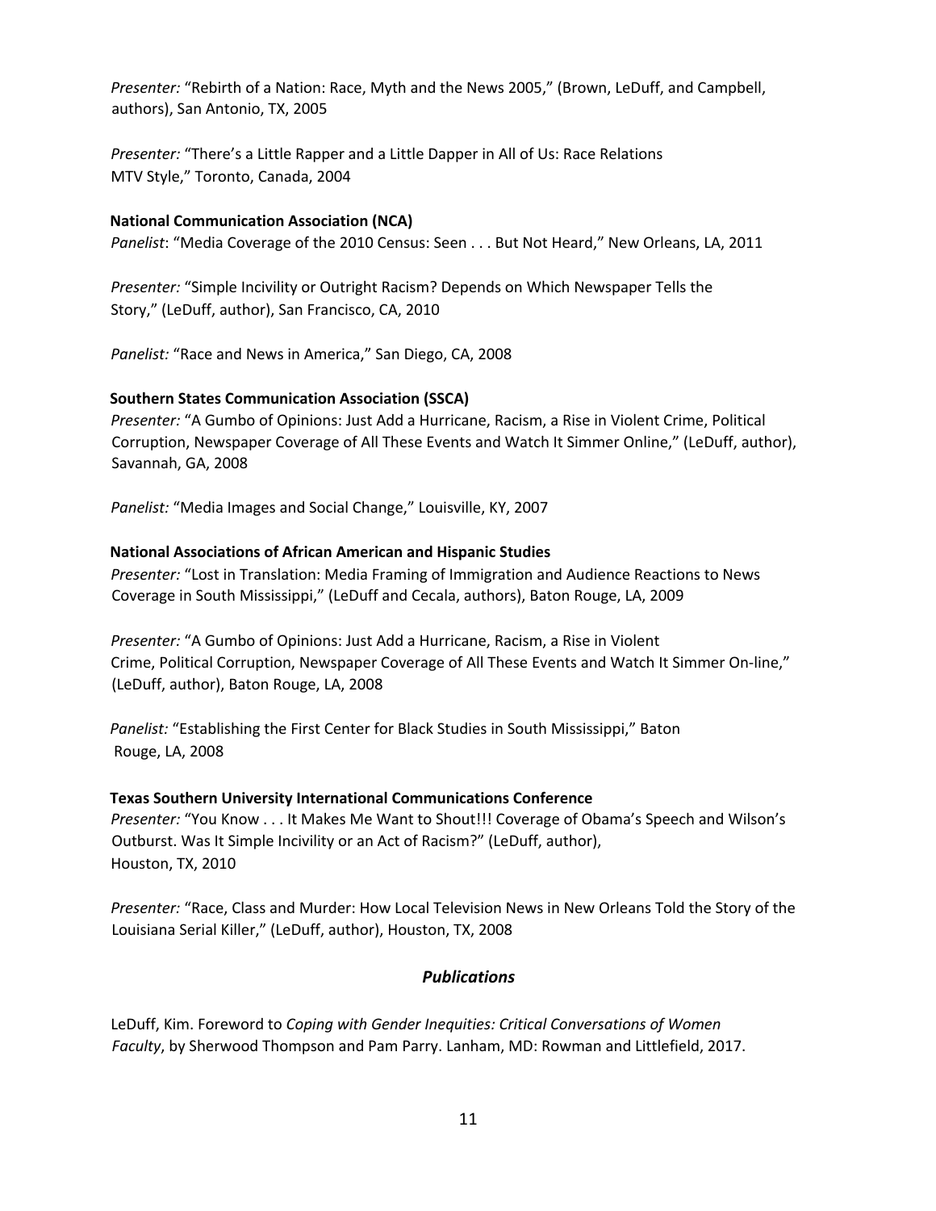*Presenter:* “Rebirth of a Nation: Race, Myth and the News 2005,” (Brown, LeDuff, and Campbell, authors), San Antonio, TX, 2005

*Presenter:* “There’s a Little Rapper and a Little Dapper in All of Us: Race Relations MTV Style,” Toronto, Canada, 2004

**National Communication Association (NCA)**

*Panelist*: “Media Coverage of the 2010 Census: Seen . . . But Not Heard,” New Orleans, LA, 2011

*Presenter:* “Simple Incivility or Outright Racism? Depends on Which Newspaper Tells the Story,” (LeDuff, author), San Francisco, CA, 2010

*Panelist:* “Race and News in America,” San Diego, CA, 2008

**Southern States Communication Association (SSCA)**

*Presenter:* “A Gumbo of Opinions: Just Add a Hurricane, Racism, a Rise in Violent Crime, Political Corruption, Newspaper Coverage of All These Events and Watch It Simmer Online,” (LeDuff, author), Savannah, GA, 2008

*Panelist:* “Media Images and Social Change,” Louisville, KY, 2007

**National Associations of African American and Hispanic Studies**

*Presenter:* “Lost in Translation: Media Framing of Immigration and Audience Reactions to News Coverage in South Mississippi,” (LeDuff and Cecala, authors), Baton Rouge, LA, 2009

*Presenter:* “A Gumbo of Opinions: Just Add a Hurricane, Racism, a Rise in Violent Crime, Political Corruption, Newspaper Coverage of All These Events and Watch It Simmer On-line,” (LeDuff, author), Baton Rouge, LA, 2008

*Panelist:* “Establishing the First Center for Black Studies in South Mississippi,” Baton Rouge, LA, 2008

**Texas Southern University International Communications Conference**

*Presenter:* “You Know . . . It Makes Me Want to Shout!!! Coverage of Obama’s Speech and Wilson’s Outburst. Was It Simple Incivility or an Act of Racism?” (LeDuff, author), Houston, TX, 2010

*Presenter:* “Race, Class and Murder: How Local Television News in New Orleans Told the Story of the Louisiana Serial Killer,” (LeDuff, author), Houston, TX, 2008

## *Publications*

LeDuff, Kim. Foreword to *Coping with Gender Inequities: Critical Conversations of Women Faculty*, by Sherwood Thompson and Pam Parry. Lanham, MD: Rowman and Littlefield, 2017.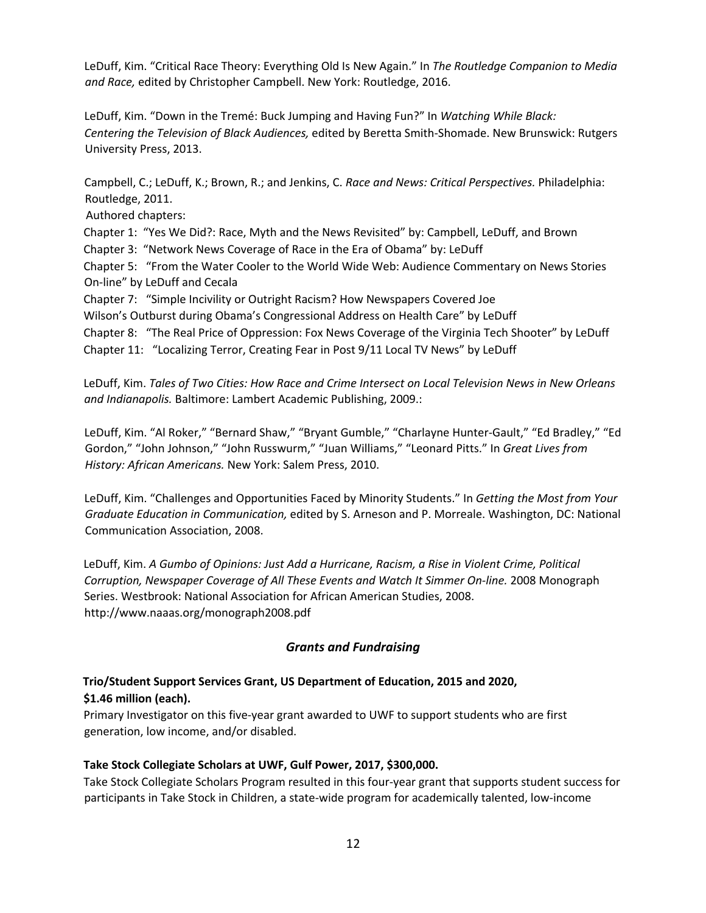LeDuff, Kim. “Critical Race Theory: Everything Old Is New Again.” In *The Routledge Companion to Media and Race,* edited by Christopher Campbell. New York: Routledge, 2016.

LeDuff, Kim. “Down in the Tremé: Buck Jumping and Having Fun?” In *Watching While Black: Centering the Television of Black Audiences,* edited by Beretta Smith-Shomade. New Brunswick: Rutgers University Press, 2013.

Campbell, C.; LeDuff, K.; Brown, R.; and Jenkins, C. *Race and News: Critical Perspectives.* Philadelphia: Routledge, 2011.
Authored chapters:
Chapter 1: “Yes We Did?: Race, Myth and the News Revisited” by: Campbell, LeDuff, and Brown
Chapter 3: “Network News Coverage of Race in the Era of Obama” by: LeDuff
Chapter 5: “From the Water Cooler to the World Wide Web: Audience Commentary on News Stories On-line” by LeDuff and Cecala
Chapter 7: “Simple Incivility or Outright Racism? How Newspapers Covered Joe Wilson’s Outburst during Obama’s Congressional Address on Health Care” by LeDuff
Chapter 8: “The Real Price of Oppression: Fox News Coverage of the Virginia Tech Shooter” by LeDuff
Chapter 11: “Localizing Terror, Creating Fear in Post 9/11 Local TV News” by LeDuff

LeDuff, Kim. *Tales of Two Cities: How Race and Crime Intersect on Local Television News in New Orleans and Indianapolis.* Baltimore: Lambert Academic Publishing, 2009.:

LeDuff, Kim. “Al Roker,” “Bernard Shaw,” “Bryant Gumble,” “Charlayne Hunter-Gault,” “Ed Bradley,” “Ed Gordon,” “John Johnson,” “John Russwurm,” “Juan Williams,” “Leonard Pitts.” In *Great Lives from History: African Americans.* New York: Salem Press, 2010.

LeDuff, Kim. “Challenges and Opportunities Faced by Minority Students.” In *Getting the Most from Your Graduate Education in Communication,* edited by S. Arneson and P. Morreale. Washington, DC: National Communication Association, 2008.

LeDuff, Kim. *A Gumbo of Opinions: Just Add a Hurricane, Racism, a Rise in Violent Crime, Political Corruption, Newspaper Coverage of All These Events and Watch It Simmer On-line.* 2008 Monograph Series. Westbrook: National Association for African American Studies, 2008. http://www.naaas.org/monograph2008.pdf

## *Grants and Fundraising*

**Trio/Student Support Services Grant, US Department of Education, 2015 and 2020, $1.46 million (each).**
Primary Investigator on this five-year grant awarded to UWF to support students who are first generation, low income, and/or disabled.

**Take Stock Collegiate Scholars at UWF, Gulf Power, 2017, $300,000.**
Take Stock Collegiate Scholars Program resulted in this four-year grant that supports student success for participants in Take Stock in Children, a state-wide program for academically talented, low-income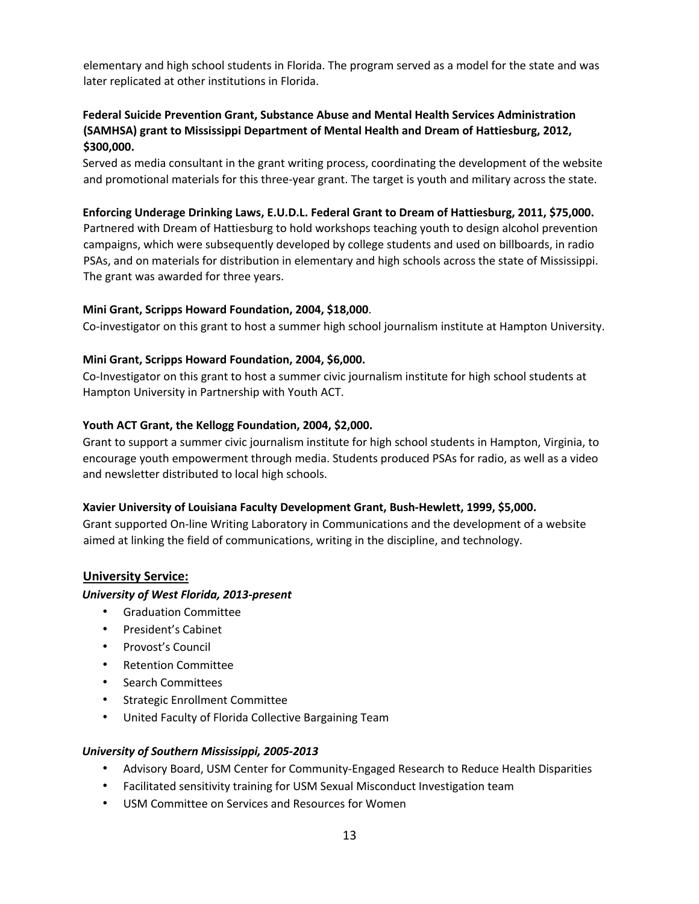elementary and high school students in Florida. The program served as a model for the state and was later replicated at other institutions in Florida.

**Federal Suicide Prevention Grant, Substance Abuse and Mental Health Services Administration (SAMHSA) grant to Mississippi Department of Mental Health and Dream of Hattiesburg, 2012, $300,000.**
Served as media consultant in the grant writing process, coordinating the development of the website and promotional materials for this three-year grant. The target is youth and military across the state.

**Enforcing Underage Drinking Laws, E.U.D.L. Federal Grant to Dream of Hattiesburg, 2011, $75,000.**
Partnered with Dream of Hattiesburg to hold workshops teaching youth to design alcohol prevention campaigns, which were subsequently developed by college students and used on billboards, in radio PSAs, and on materials for distribution in elementary and high schools across the state of Mississippi. The grant was awarded for three years.

**Mini Grant, Scripps Howard Foundation, 2004, $18,000**.
Co-investigator on this grant to host a summer high school journalism institute at Hampton University.

**Mini Grant, Scripps Howard Foundation, 2004, $6,000.**
Co-Investigator on this grant to host a summer civic journalism institute for high school students at Hampton University in Partnership with Youth ACT.

**Youth ACT Grant, the Kellogg Foundation, 2004, $2,000.**
Grant to support a summer civic journalism institute for high school students in Hampton, Virginia, to encourage youth empowerment through media. Students produced PSAs for radio, as well as a video and newsletter distributed to local high schools.

**Xavier University of Louisiana Faculty Development Grant, Bush-Hewlett, 1999, $5,000.**
Grant supported On-line Writing Laboratory in Communications and the development of a website aimed at linking the field of communications, writing in the discipline, and technology.

## University Service:

***University of West Florida, 2013-present***

- Graduation Committee
- President's Cabinet
- Provost's Council
- Retention Committee
- Search Committees
- Strategic Enrollment Committee
- United Faculty of Florida Collective Bargaining Team

***University of Southern Mississippi, 2005-2013***

- Advisory Board, USM Center for Community-Engaged Research to Reduce Health Disparities
- Facilitated sensitivity training for USM Sexual Misconduct Investigation team
- USM Committee on Services and Resources for Women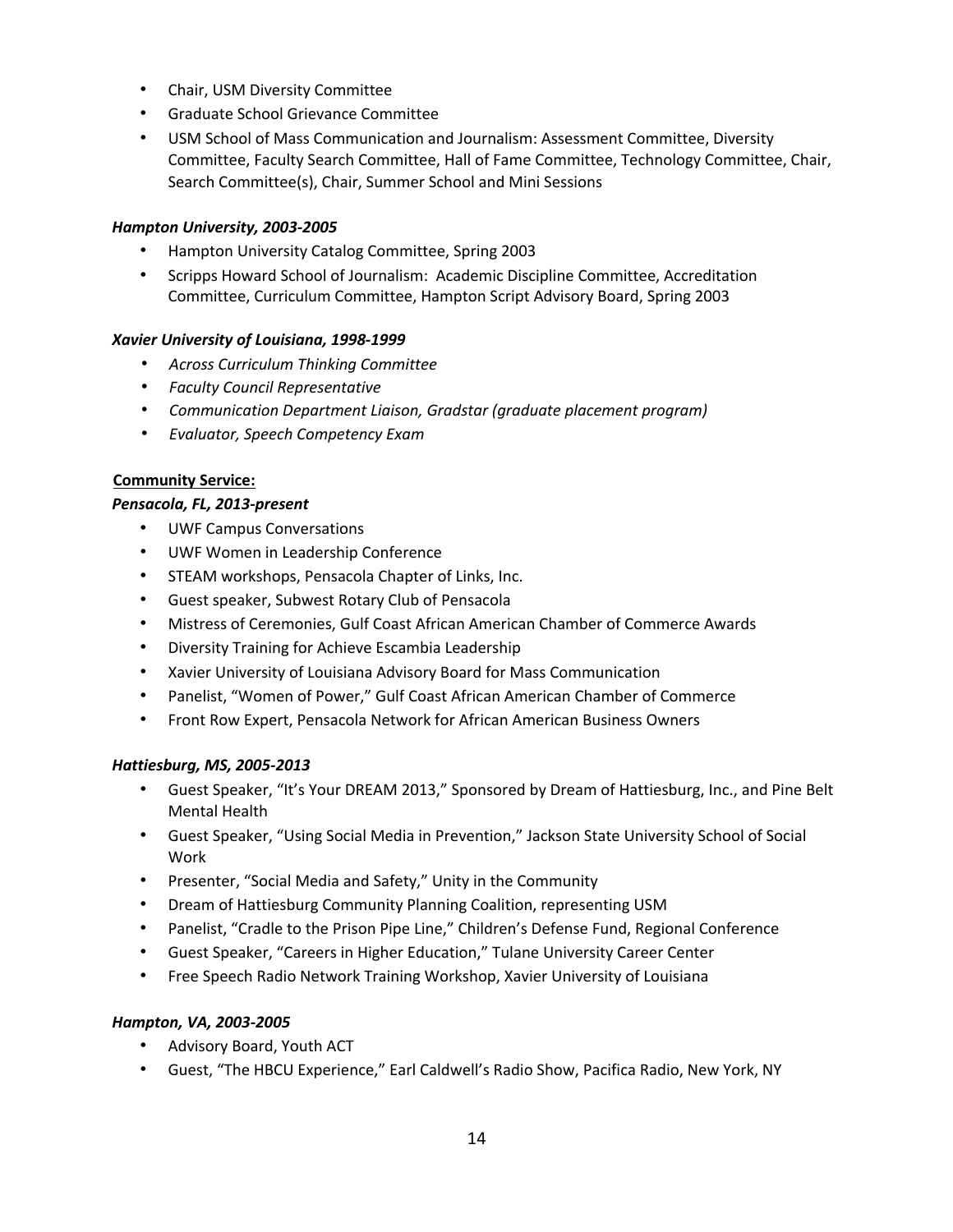- Chair, USM Diversity Committee
- Graduate School Grievance Committee
- USM School of Mass Communication and Journalism: Assessment Committee, Diversity Committee, Faculty Search Committee, Hall of Fame Committee, Technology Committee, Chair, Search Committee(s), Chair, Summer School and Mini Sessions

***Hampton University, 2003-2005***

- Hampton University Catalog Committee, Spring 2003
- Scripps Howard School of Journalism:  Academic Discipline Committee, Accreditation Committee, Curriculum Committee, Hampton Script Advisory Board, Spring 2003

***Xavier University of Louisiana, 1998-1999***

- *Across Curriculum Thinking Committee*
- *Faculty Council Representative*
- *Communication Department Liaison, Gradstar (graduate placement program)*
- *Evaluator, Speech Competency Exam*

**Community Service:**

***Pensacola, FL, 2013-present***

- UWF Campus Conversations
- UWF Women in Leadership Conference
- STEAM workshops, Pensacola Chapter of Links, Inc.
- Guest speaker, Subwest Rotary Club of Pensacola
- Mistress of Ceremonies, Gulf Coast African American Chamber of Commerce Awards
- Diversity Training for Achieve Escambia Leadership
- Xavier University of Louisiana Advisory Board for Mass Communication
- Panelist, "Women of Power," Gulf Coast African American Chamber of Commerce
- Front Row Expert, Pensacola Network for African American Business Owners

***Hattiesburg, MS, 2005-2013***

- Guest Speaker, "It's Your DREAM 2013," Sponsored by Dream of Hattiesburg, Inc., and Pine Belt Mental Health
- Guest Speaker, "Using Social Media in Prevention," Jackson State University School of Social Work
- Presenter, "Social Media and Safety," Unity in the Community
- Dream of Hattiesburg Community Planning Coalition, representing USM
- Panelist, "Cradle to the Prison Pipe Line," Children's Defense Fund, Regional Conference
- Guest Speaker, "Careers in Higher Education," Tulane University Career Center
- Free Speech Radio Network Training Workshop, Xavier University of Louisiana

***Hampton, VA, 2003-2005***

- Advisory Board, Youth ACT
- Guest, "The HBCU Experience," Earl Caldwell's Radio Show, Pacifica Radio, New York, NY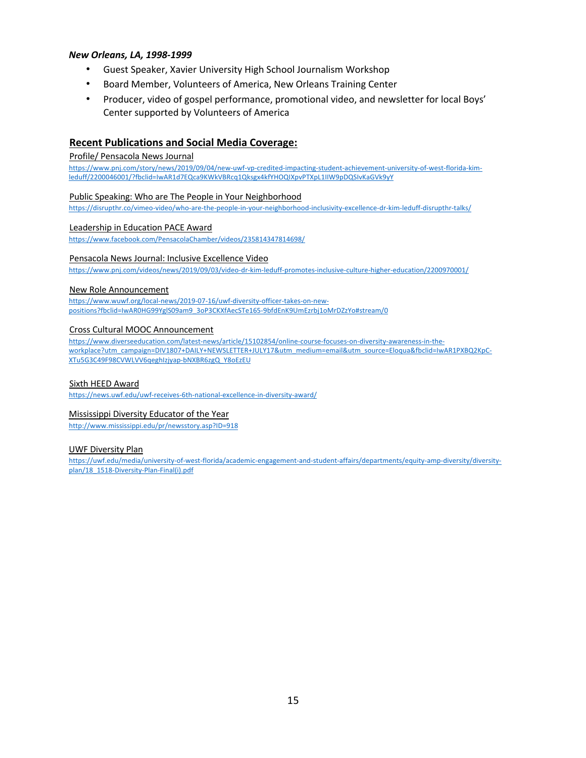***New Orleans, LA, 1998-1999***

- Guest Speaker, Xavier University High School Journalism Workshop
- Board Member, Volunteers of America, New Orleans Training Center
- Producer, video of gospel performance, promotional video, and newsletter for local Boys' Center supported by Volunteers of America

## Recent Publications and Social Media Coverage:

Profile/ Pensacola News Journal
https://www.pnj.com/story/news/2019/09/04/new-uwf-vp-credited-impacting-student-achievement-university-of-west-florida-kim-leduff/2200046001/?fbclid=IwAR1d7EQca9KWkVBRcq1Qksgx4kfYHOQIXpvPTXpL1IIW9pDQSIvKaGVk9yY

Public Speaking: Who are The People in Your Neighborhood
https://disrupthr.co/vimeo-video/who-are-the-people-in-your-neighborhood-inclusivity-excellence-dr-kim-leduff-disrupthr-talks/

Leadership in Education PACE Award
https://www.facebook.com/PensacolaChamber/videos/235814347814698/

Pensacola News Journal: Inclusive Excellence Video
https://www.pnj.com/videos/news/2019/09/03/video-dr-kim-leduff-promotes-inclusive-culture-higher-education/2200970001/

New Role Announcement
https://www.wuwf.org/local-news/2019-07-16/uwf-diversity-officer-takes-on-new-positions?fbclid=IwAR0HG99YglS09am9_3oP3CKXfAecSTe165-9bfdEnK9UmEzrbj1oMrDZzYo#stream/0

Cross Cultural MOOC Announcement
https://www.diverseeducation.com/latest-news/article/15102854/online-course-focuses-on-diversity-awareness-in-the-workplace?utm_campaign=DIV1807+DAILY+NEWSLETTER+JULY17&utm_medium=email&utm_source=Eloqua&fbclid=IwAR1PXBQ2KpC-XTu5G3C49F98CVWLVV6qeghIzjyap-bNXBR6zgQ_Y8oEzEU

Sixth HEED Award
https://news.uwf.edu/uwf-receives-6th-national-excellence-in-diversity-award/

Mississippi Diversity Educator of the Year
http://www.mississippi.edu/pr/newsstory.asp?ID=918

UWF Diversity Plan
https://uwf.edu/media/university-of-west-florida/academic-engagement-and-student-affairs/departments/equity-amp-diversity/diversity-plan/18_1518-Diversity-Plan-Final(i).pdf